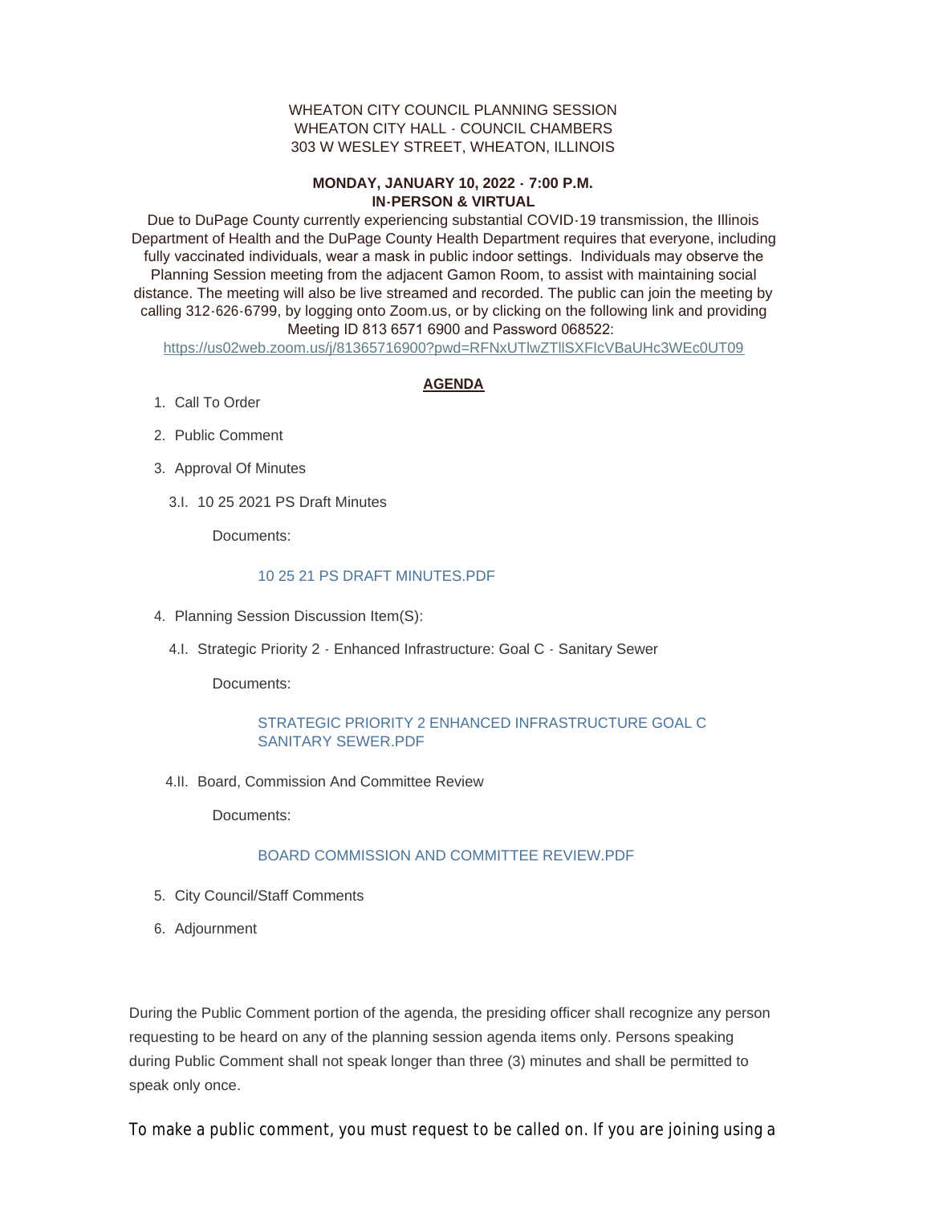WHEATON CITY COUNCIL PLANNING SESSION
WHEATON CITY HALL - COUNCIL CHAMBERS
303 W WESLEY STREET, WHEATON, ILLINOIS

**MONDAY, JANUARY 10, 2022 - 7:00 P.M.**
**IN-PERSON & VIRTUAL**

Due to DuPage County currently experiencing substantial COVID-19 transmission, the Illinois Department of Health and the DuPage County Health Department requires that everyone, including fully vaccinated individuals, wear a mask in public indoor settings. Individuals may observe the Planning Session meeting from the adjacent Gamon Room, to assist with maintaining social distance. The meeting will also be live streamed and recorded. The public can join the meeting by calling 312-626-6799, by logging onto Zoom.us, or by clicking on the following link and providing Meeting ID 813 6571 6900 and Password 068522:
https://us02web.zoom.us/j/81365716900?pwd=RFNxUTlwZTllSXFIcVBaUHc3WEc0UT09

## AGENDA

1. Call To Order
2. Public Comment
3. Approval Of Minutes
   - 3.I. 10 25 2021 PS Draft Minutes

     Documents:

     10 25 21 PS DRAFT MINUTES.PDF

4. Planning Session Discussion Item(S):
   - 4.I. Strategic Priority 2 - Enhanced Infrastructure: Goal C - Sanitary Sewer

     Documents:

     STRATEGIC PRIORITY 2 ENHANCED INFRASTRUCTURE GOAL C SANITARY SEWER.PDF

   - 4.II. Board, Commission And Committee Review

     Documents:

     BOARD COMMISSION AND COMMITTEE REVIEW.PDF

5. City Council/Staff Comments
6. Adjournment

During the Public Comment portion of the agenda, the presiding officer shall recognize any person requesting to be heard on any of the planning session agenda items only. Persons speaking during Public Comment shall not speak longer than three (3) minutes and shall be permitted to speak only once.

To make a public comment, you must request to be called on. If you are joining using a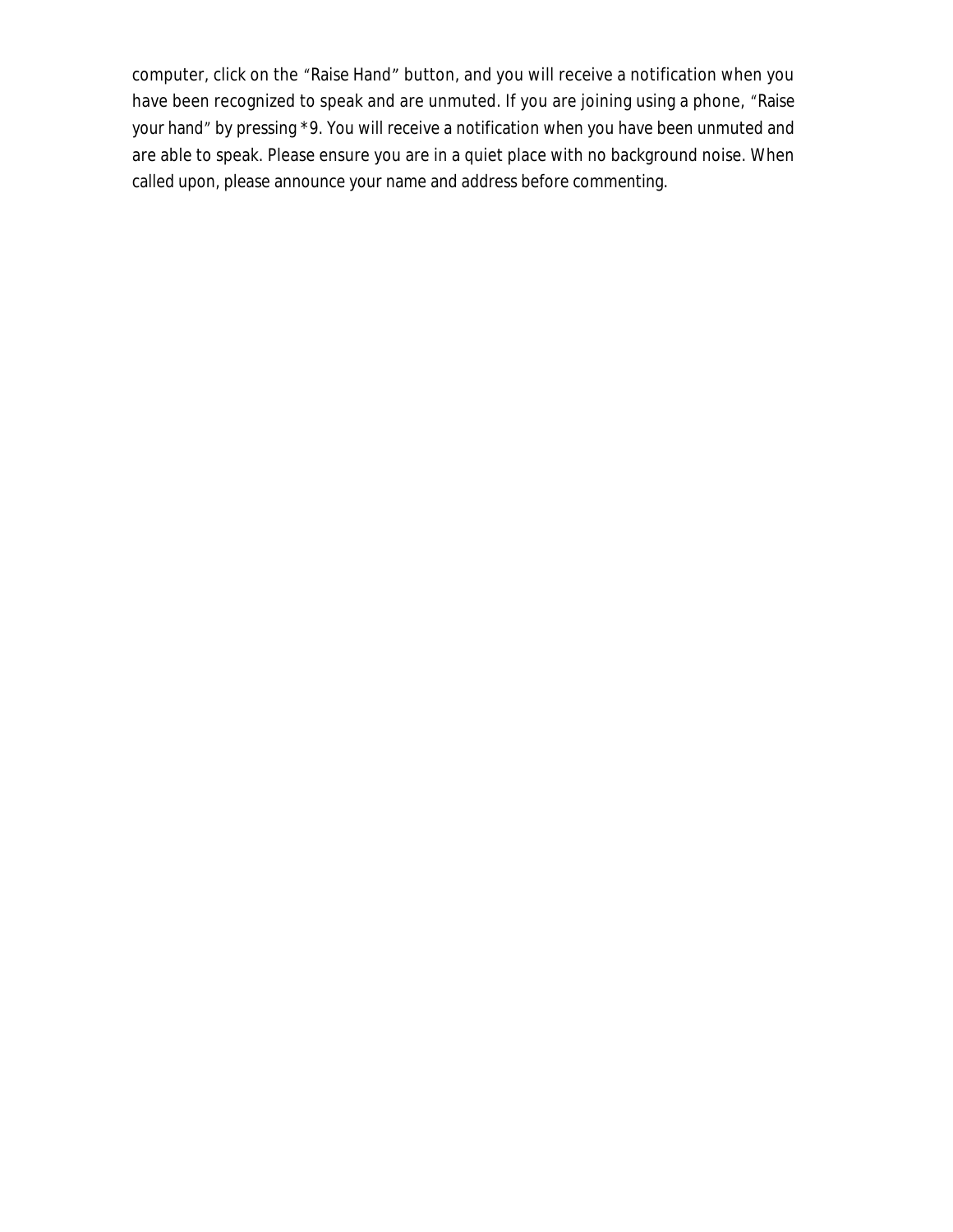computer, click on the "Raise Hand" button, and you will receive a notification when you have been recognized to speak and are unmuted. If you are joining using a phone, "Raise your hand" by pressing *9. You will receive a notification when you have been unmuted and are able to speak. Please ensure you are in a quiet place with no background noise. When called upon, please announce your name and address before commenting.